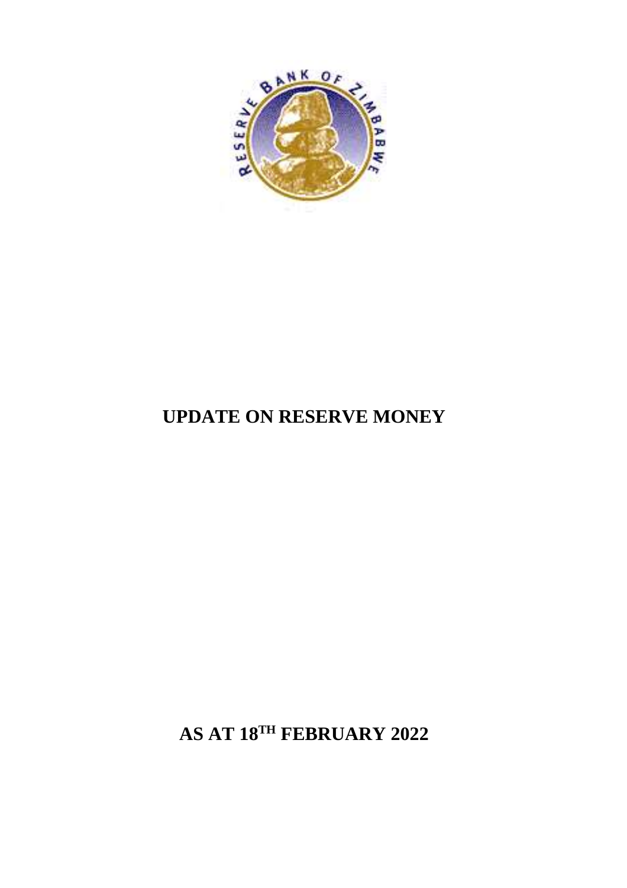# UPDATE ON RESERVE MONEY

## AS AT 18TH FEBRUARY 2022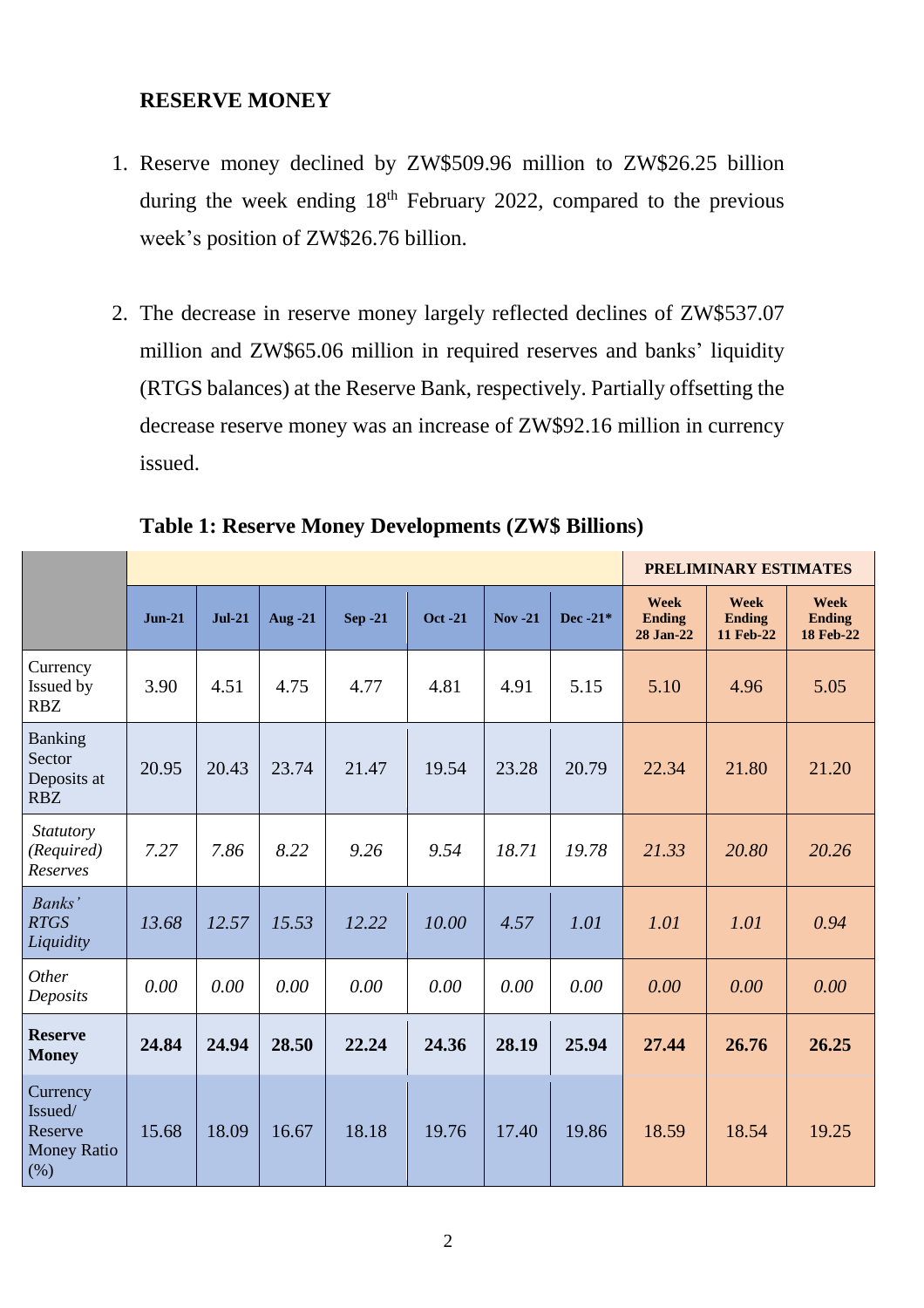## RESERVE MONEY

1. Reserve money declined by ZW$509.96 million to ZW$26.25 billion during the week ending 18th February 2022, compared to the previous week's position of ZW$26.76 billion.

2. The decrease in reserve money largely reflected declines of ZW$537.07 million and ZW$65.06 million in required reserves and banks' liquidity (RTGS balances) at the Reserve Bank, respectively. Partially offsetting the decrease reserve money was an increase of ZW$92.16 million in currency issued.

**Table 1: Reserve Money Developments (ZW$ Billions)**

| | | | | | | | | PRELIMINARY ESTIMATES | | |
|---|---|---|---|---|---|---|---|---|---|---|
| | **Jun-21** | **Jul-21** | **Aug -21** | **Sep -21** | **Oct -21** | **Nov -21** | **Dec -21*** | **Week Ending 28 Jan-22** | **Week Ending 11 Feb-22** | **Week Ending 18 Feb-22** |
| Currency Issued by RBZ | 3.90 | 4.51 | 4.75 | 4.77 | 4.81 | 4.91 | 5.15 | 5.10 | 4.96 | 5.05 |
| Banking Sector Deposits at RBZ | 20.95 | 20.43 | 23.74 | 21.47 | 19.54 | 23.28 | 20.79 | 22.34 | 21.80 | 21.20 |
| *Statutory (Required) Reserves* | *7.27* | *7.86* | *8.22* | *9.26* | *9.54* | *18.71* | *19.78* | *21.33* | *20.80* | *20.26* |
| *Banks' RTGS Liquidity* | *13.68* | *12.57* | *15.53* | *12.22* | *10.00* | *4.57* | *1.01* | *1.01* | *1.01* | *0.94* |
| *Other Deposits* | *0.00* | *0.00* | *0.00* | *0.00* | *0.00* | *0.00* | *0.00* | *0.00* | *0.00* | *0.00* |
| **Reserve Money** | **24.84** | **24.94** | **28.50** | **22.24** | **24.36** | **28.19** | **25.94** | **27.44** | **26.76** | **26.25** |
| Currency Issued/ Reserve Money Ratio (%) | 15.68 | 18.09 | 16.67 | 18.18 | 19.76 | 17.40 | 19.86 | 18.59 | 18.54 | 19.25 |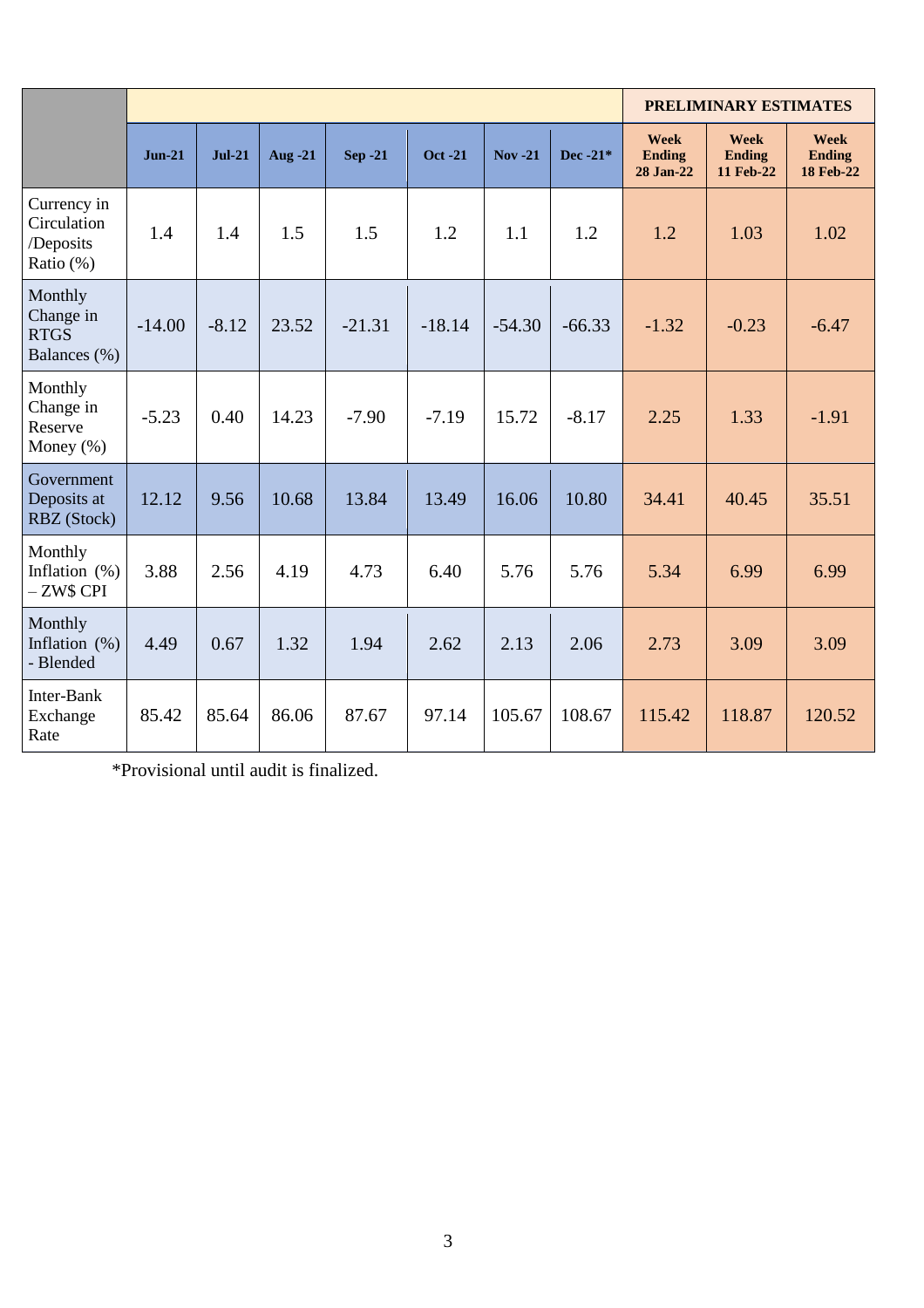| | | | | | | | | PRELIMINARY ESTIMATES | | |
|---|---|---|---|---|---|---|---|---|---|---|
| | **Jun-21** | **Jul-21** | **Aug -21** | **Sep -21** | **Oct -21** | **Nov -21** | **Dec -21*** | **Week Ending 28 Jan-22** | **Week Ending 11 Feb-22** | **Week Ending 18 Feb-22** |
| Currency in Circulation /Deposits Ratio (%) | 1.4 | 1.4 | 1.5 | 1.5 | 1.2 | 1.1 | 1.2 | 1.2 | 1.03 | 1.02 |
| Monthly Change in RTGS Balances (%) | -14.00 | -8.12 | 23.52 | -21.31 | -18.14 | -54.30 | -66.33 | -1.32 | -0.23 | -6.47 |
| Monthly Change in Reserve Money (%) | -5.23 | 0.40 | 14.23 | -7.90 | -7.19 | 15.72 | -8.17 | 2.25 | 1.33 | -1.91 |
| Government Deposits at RBZ (Stock) | 12.12 | 9.56 | 10.68 | 13.84 | 13.49 | 16.06 | 10.80 | 34.41 | 40.45 | 35.51 |
| Monthly Inflation (%) – ZW$ CPI | 3.88 | 2.56 | 4.19 | 4.73 | 6.40 | 5.76 | 5.76 | 5.34 | 6.99 | 6.99 |
| Monthly Inflation (%) - Blended | 4.49 | 0.67 | 1.32 | 1.94 | 2.62 | 2.13 | 2.06 | 2.73 | 3.09 | 3.09 |
| Inter-Bank Exchange Rate | 85.42 | 85.64 | 86.06 | 87.67 | 97.14 | 105.67 | 108.67 | 115.42 | 118.87 | 120.52 |

*Provisional until audit is finalized.